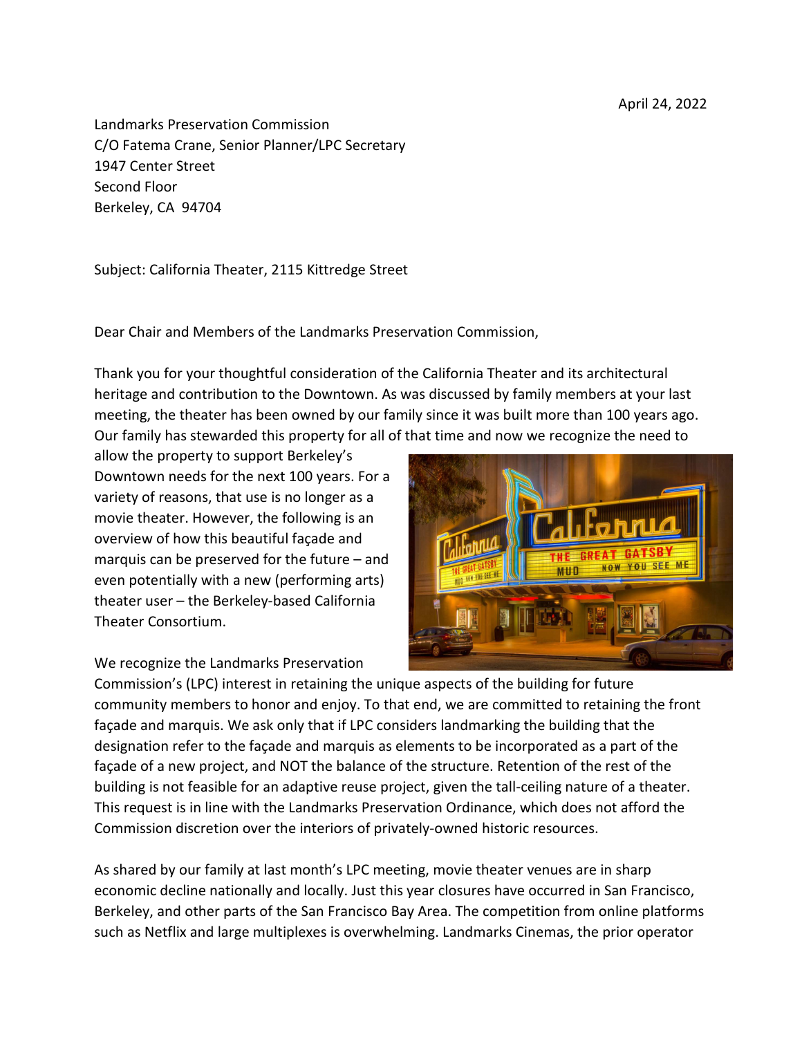April 24, 2022

Landmarks Preservation Commission  
C/O Fatema Crane, Senior Planner/LPC Secretary  
1947 Center Street  
Second Floor  
Berkeley, CA 94704

Subject: California Theater, 2115 Kittredge Street

Dear Chair and Members of the Landmarks Preservation Commission,

Thank you for your thoughtful consideration of the California Theater and its architectural heritage and contribution to the Downtown. As was discussed by family members at your last meeting, the theater has been owned by our family since it was built more than 100 years ago. Our family has stewarded this property for all of that time and now we recognize the need to allow the property to support Berkeley's Downtown needs for the next 100 years. For a variety of reasons, that use is no longer as a movie theater. However, the following is an overview of how this beautiful façade and marquis can be preserved for the future – and even potentially with a new (performing arts) theater user – the Berkeley-based California Theater Consortium.

We recognize the Landmarks Preservation Commission's (LPC) interest in retaining the unique aspects of the building for future community members to honor and enjoy. To that end, we are committed to retaining the front façade and marquis. We ask only that if LPC considers landmarking the building that the designation refer to the façade and marquis as elements to be incorporated as a part of the façade of a new project, and NOT the balance of the structure. Retention of the rest of the building is not feasible for an adaptive reuse project, given the tall-ceiling nature of a theater. This request is in line with the Landmarks Preservation Ordinance, which does not afford the Commission discretion over the interiors of privately-owned historic resources.

As shared by our family at last month's LPC meeting, movie theater venues are in sharp economic decline nationally and locally. Just this year closures have occurred in San Francisco, Berkeley, and other parts of the San Francisco Bay Area. The competition from online platforms such as Netflix and large multiplexes is overwhelming. Landmarks Cinemas, the prior operator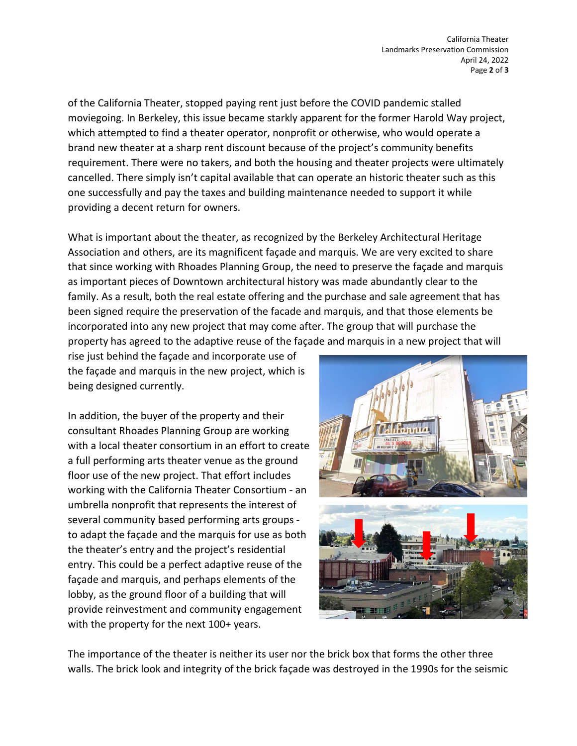of the California Theater, stopped paying rent just before the COVID pandemic stalled moviegoing. In Berkeley, this issue became starkly apparent for the former Harold Way project, which attempted to find a theater operator, nonprofit or otherwise, who would operate a brand new theater at a sharp rent discount because of the project's community benefits requirement. There were no takers, and both the housing and theater projects were ultimately cancelled. There simply isn't capital available that can operate an historic theater such as this one successfully and pay the taxes and building maintenance needed to support it while providing a decent return for owners.

What is important about the theater, as recognized by the Berkeley Architectural Heritage Association and others, are its magnificent façade and marquis. We are very excited to share that since working with Rhoades Planning Group, the need to preserve the façade and marquis as important pieces of Downtown architectural history was made abundantly clear to the family. As a result, both the real estate offering and the purchase and sale agreement that has been signed require the preservation of the facade and marquis, and that those elements be incorporated into any new project that may come after. The group that will purchase the property has agreed to the adaptive reuse of the façade and marquis in a new project that will rise just behind the façade and incorporate use of the façade and marquis in the new project, which is being designed currently.

In addition, the buyer of the property and their consultant Rhoades Planning Group are working with a local theater consortium in an effort to create a full performing arts theater venue as the ground floor use of the new project. That effort includes working with the California Theater Consortium - an umbrella nonprofit that represents the interest of several community based performing arts groups - to adapt the façade and the marquis for use as both the theater's entry and the project's residential entry. This could be a perfect adaptive reuse of the façade and marquis, and perhaps elements of the lobby, as the ground floor of a building that will provide reinvestment and community engagement with the property for the next 100+ years.

The importance of the theater is neither its user nor the brick box that forms the other three walls. The brick look and integrity of the brick façade was destroyed in the 1990s for the seismic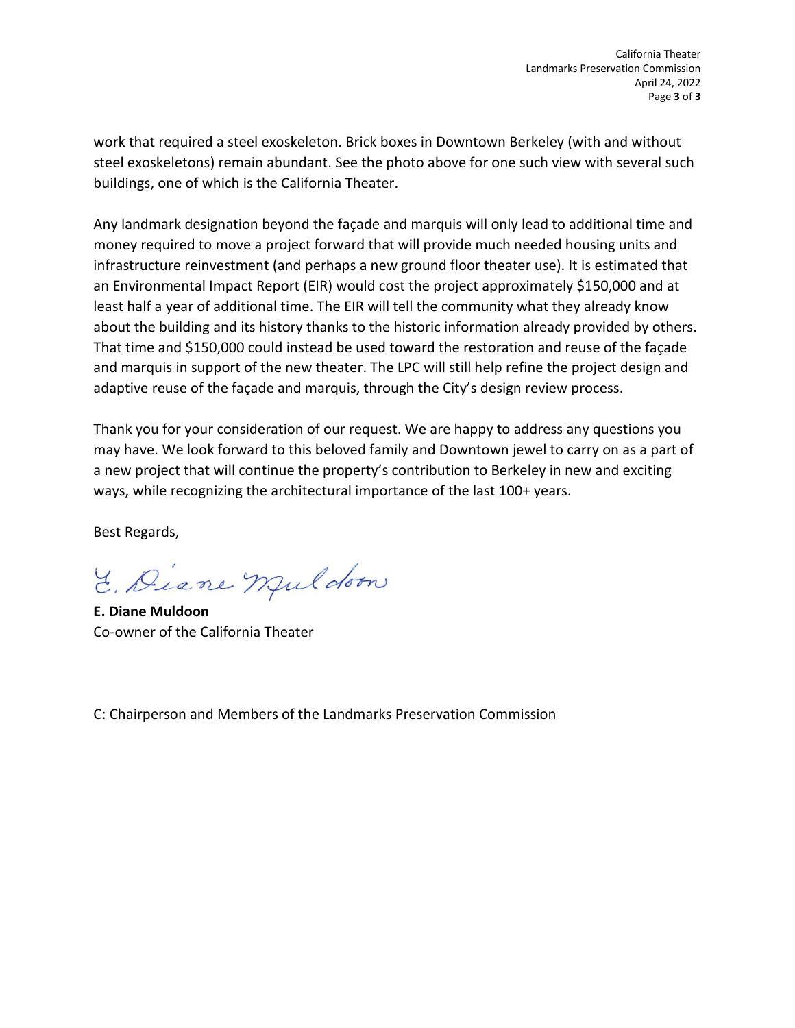work that required a steel exoskeleton. Brick boxes in Downtown Berkeley (with and without steel exoskeletons) remain abundant. See the photo above for one such view with several such buildings, one of which is the California Theater.

Any landmark designation beyond the façade and marquis will only lead to additional time and money required to move a project forward that will provide much needed housing units and infrastructure reinvestment (and perhaps a new ground floor theater use). It is estimated that an Environmental Impact Report (EIR) would cost the project approximately $150,000 and at least half a year of additional time. The EIR will tell the community what they already know about the building and its history thanks to the historic information already provided by others. That time and $150,000 could instead be used toward the restoration and reuse of the façade and marquis in support of the new theater. The LPC will still help refine the project design and adaptive reuse of the façade and marquis, through the City's design review process.

Thank you for your consideration of our request. We are happy to address any questions you may have. We look forward to this beloved family and Downtown jewel to carry on as a part of a new project that will continue the property's contribution to Berkeley in new and exciting ways, while recognizing the architectural importance of the last 100+ years.

Best Regards,

E. Diane Muldoon

**E. Diane Muldoon**
Co-owner of the California Theater

C: Chairperson and Members of the Landmarks Preservation Commission